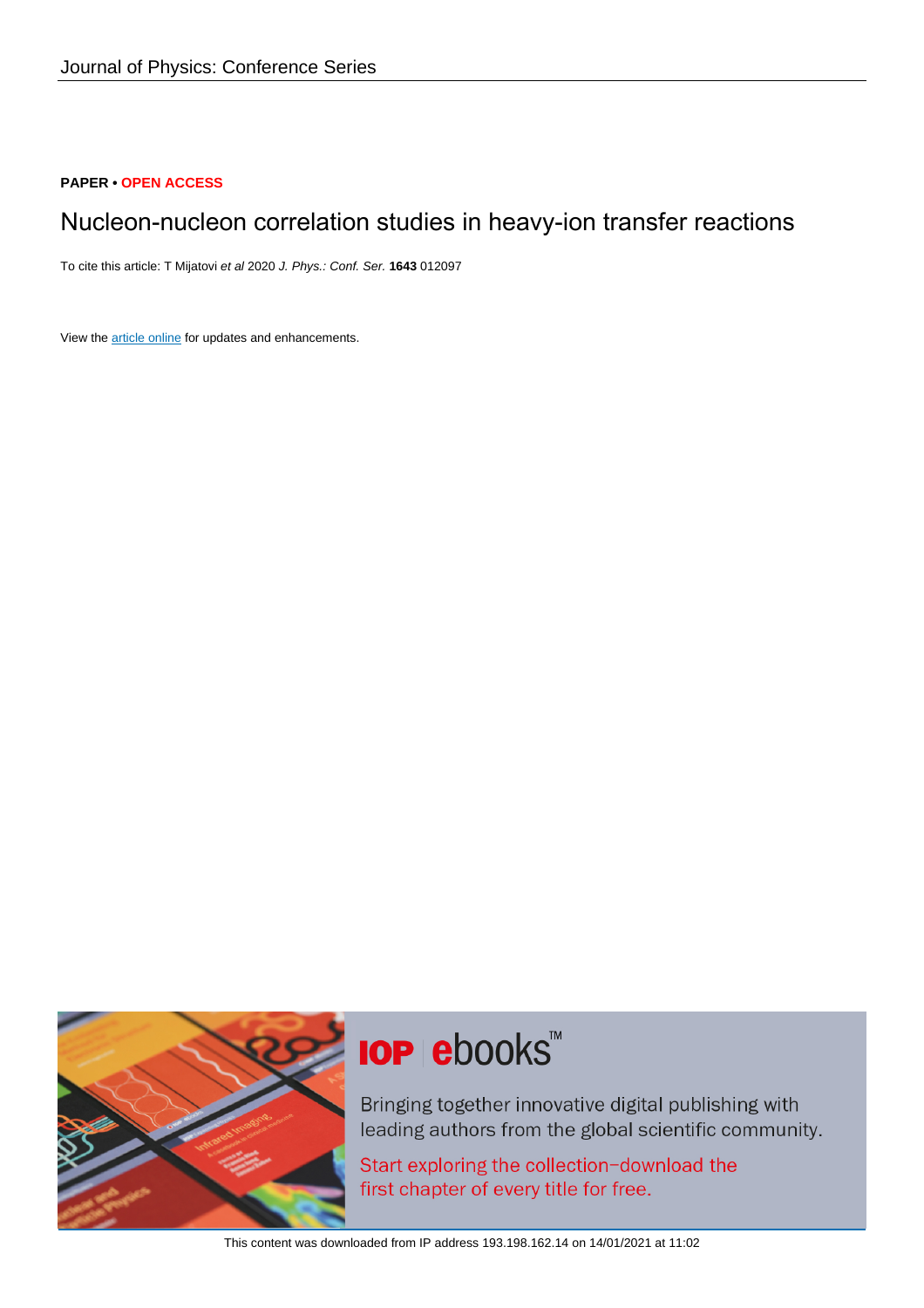Journal of Physics: Conference Series

**PAPER • OPEN ACCESS**

# Nucleon-nucleon correlation studies in heavy-ion transfer reactions

To cite this article: T Mijatovi *et al* 2020 *J. Phys.: Conf. Ser.* **1643** 012097

View the article online for updates and enhancements.

This content was downloaded from IP address 193.198.162.14 on 14/01/2021 at 11:02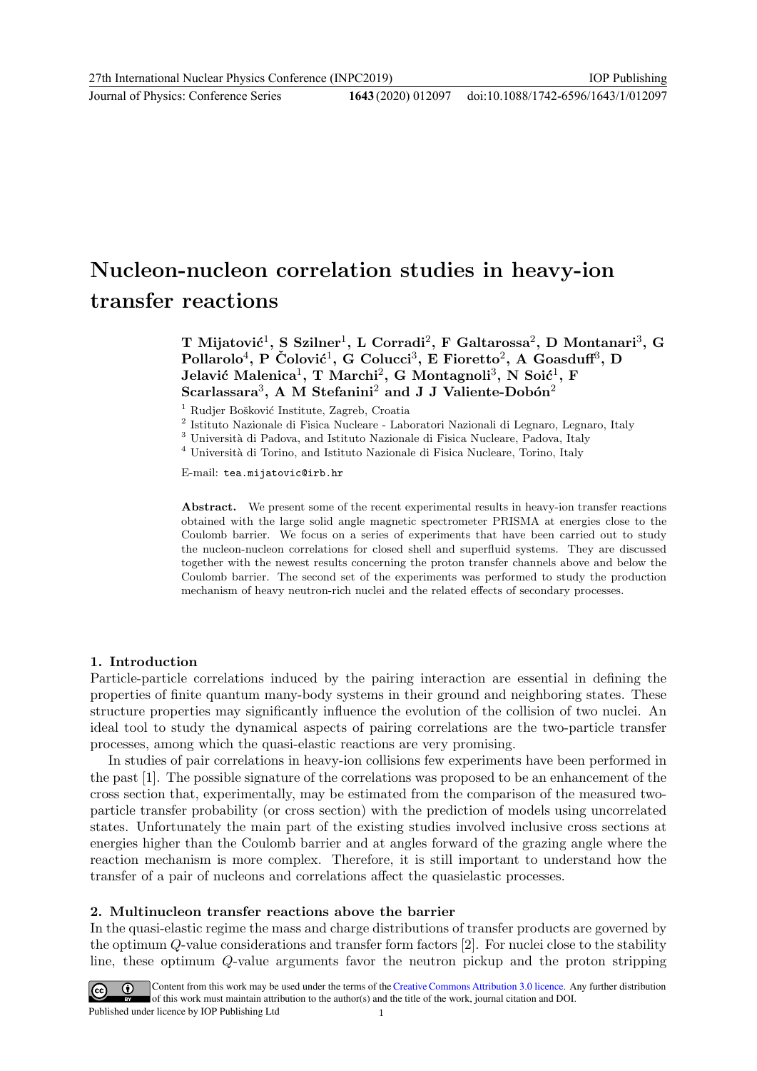# Nucleon-nucleon correlation studies in heavy-ion transfer reactions

**T Mijatović[1], S Szilner[1], L Corradi[2], F Galtarossa[2], D Montanari[3], G Pollarolo[4], P Čolović[1], G Colucci[3], E Fioretto[2], A Goasduff[3], D Jelavić Malenica[1], T Marchi[2], G Montagnoli[3], N Soić[1], F Scarlassara[3], A M Stefanini[2] and J J Valiente-Dobón[2]**

[1] Rudjer Bošković Institute, Zagreb, Croatia

[2] Istituto Nazionale di Fisica Nucleare - Laboratori Nazionali di Legnaro, Legnaro, Italy

[3] Università di Padova, and Istituto Nazionale di Fisica Nucleare, Padova, Italy

[4] Università di Torino, and Istituto Nazionale di Fisica Nucleare, Torino, Italy

E-mail: `tea.mijatovic@irb.hr`

**Abstract.** We present some of the recent experimental results in heavy-ion transfer reactions obtained with the large solid angle magnetic spectrometer PRISMA at energies close to the Coulomb barrier. We focus on a series of experiments that have been carried out to study the nucleon-nucleon correlations for closed shell and superfluid systems. They are discussed together with the newest results concerning the proton transfer channels above and below the Coulomb barrier. The second set of the experiments was performed to study the production mechanism of heavy neutron-rich nuclei and the related effects of secondary processes.

## 1. Introduction

Particle-particle correlations induced by the pairing interaction are essential in defining the properties of finite quantum many-body systems in their ground and neighboring states. These structure properties may significantly influence the evolution of the collision of two nuclei. An ideal tool to study the dynamical aspects of pairing correlations are the two-particle transfer processes, among which the quasi-elastic reactions are very promising.

In studies of pair correlations in heavy-ion collisions few experiments have been performed in the past [1]. The possible signature of the correlations was proposed to be an enhancement of the cross section that, experimentally, may be estimated from the comparison of the measured two-particle transfer probability (or cross section) with the prediction of models using uncorrelated states. Unfortunately the main part of the existing studies involved inclusive cross sections at energies higher than the Coulomb barrier and at angles forward of the grazing angle where the reaction mechanism is more complex. Therefore, it is still important to understand how the transfer of a pair of nucleons and correlations affect the quasielastic processes.

## 2. Multinucleon transfer reactions above the barrier

In the quasi-elastic regime the mass and charge distributions of transfer products are governed by the optimum $Q$-value considerations and transfer form factors [2]. For nuclei close to the stability line, these optimum $Q$-value arguments favor the neutron pickup and the proton stripping

Content from this work may be used under the terms of the Creative Commons Attribution 3.0 licence. Any further distribution of this work must maintain attribution to the author(s) and the title of the work, journal citation and DOI.

Published under licence by IOP Publishing Ltd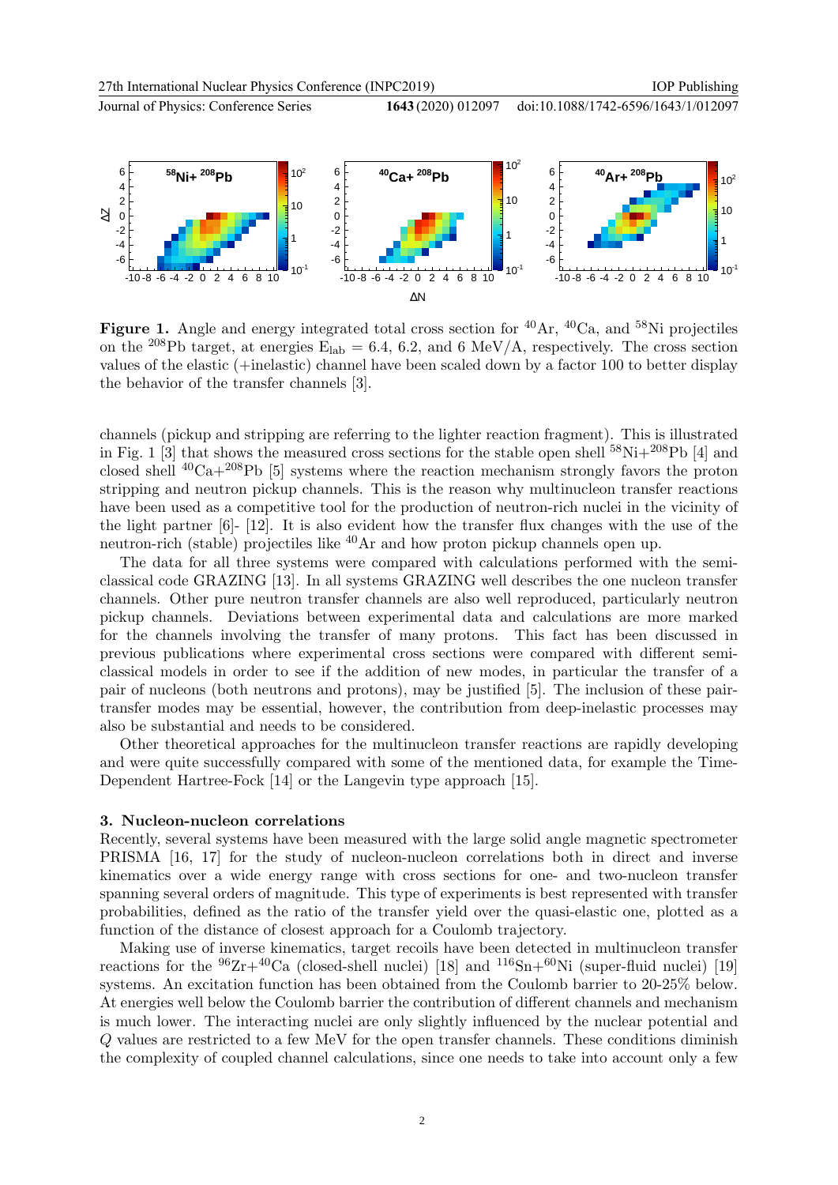**Figure 1.** Angle and energy integrated total cross section for $^{40}$Ar, $^{40}$Ca, and $^{58}$Ni projectiles on the $^{208}$Pb target, at energies $E_{lab}$ = 6.4, 6.2, and 6 MeV/A, respectively. The cross section values of the elastic (+inelastic) channel have been scaled down by a factor 100 to better display the behavior of the transfer channels [3].

channels (pickup and stripping are referring to the lighter reaction fragment). This is illustrated in Fig. 1 [3] that shows the measured cross sections for the stable open shell $^{58}$Ni+$^{208}$Pb [4] and closed shell $^{40}$Ca+$^{208}$Pb [5] systems where the reaction mechanism strongly favors the proton stripping and neutron pickup channels. This is the reason why multinucleon transfer reactions have been used as a competitive tool for the production of neutron-rich nuclei in the vicinity of the light partner [6]- [12]. It is also evident how the transfer flux changes with the use of the neutron-rich (stable) projectiles like $^{40}$Ar and how proton pickup channels open up.

The data for all three systems were compared with calculations performed with the semi-classical code GRAZING [13]. In all systems GRAZING well describes the one nucleon transfer channels. Other pure neutron transfer channels are also well reproduced, particularly neutron pickup channels. Deviations between experimental data and calculations are more marked for the channels involving the transfer of many protons. This fact has been discussed in previous publications where experimental cross sections were compared with different semi-classical models in order to see if the addition of new modes, in particular the transfer of a pair of nucleons (both neutrons and protons), may be justified [5]. The inclusion of these pair-transfer modes may be essential, however, the contribution from deep-inelastic processes may also be substantial and needs to be considered.

Other theoretical approaches for the multinucleon transfer reactions are rapidly developing and were quite successfully compared with some of the mentioned data, for example the Time-Dependent Hartree-Fock [14] or the Langevin type approach [15].

## 3. Nucleon-nucleon correlations

Recently, several systems have been measured with the large solid angle magnetic spectrometer PRISMA [16, 17] for the study of nucleon-nucleon correlations both in direct and inverse kinematics over a wide energy range with cross sections for one- and two-nucleon transfer spanning several orders of magnitude. This type of experiments is best represented with transfer probabilities, defined as the ratio of the transfer yield over the quasi-elastic one, plotted as a function of the distance of closest approach for a Coulomb trajectory.

Making use of inverse kinematics, target recoils have been detected in multinucleon transfer reactions for the $^{96}$Zr+$^{40}$Ca (closed-shell nuclei) [18] and $^{116}$Sn+$^{60}$Ni (super-fluid nuclei) [19] systems. An excitation function has been obtained from the Coulomb barrier to 20-25% below. At energies well below the Coulomb barrier the contribution of different channels and mechanism is much lower. The interacting nuclei are only slightly influenced by the nuclear potential and $Q$ values are restricted to a few MeV for the open transfer channels. These conditions diminish the complexity of coupled channel calculations, since one needs to take into account only a few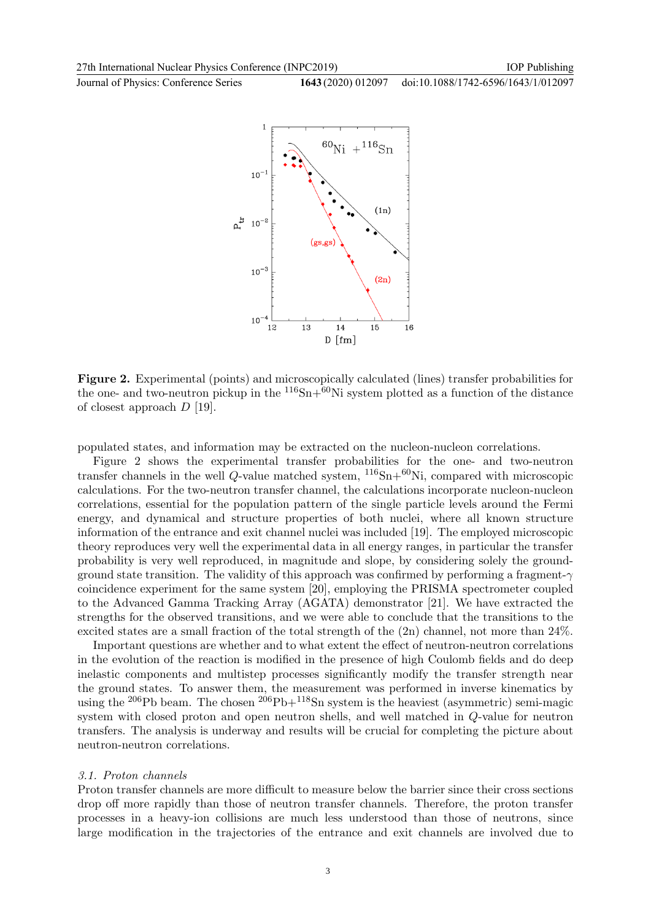**Figure 2.** Experimental (points) and microscopically calculated (lines) transfer probabilities for the one- and two-neutron pickup in the $^{116}$Sn+$^{60}$Ni system plotted as a function of the distance of closest approach $D$ [19].

populated states, and information may be extracted on the nucleon-nucleon correlations.

Figure 2 shows the experimental transfer probabilities for the one- and two-neutron transfer channels in the well $Q$-value matched system, $^{116}$Sn+$^{60}$Ni, compared with microscopic calculations. For the two-neutron transfer channel, the calculations incorporate nucleon-nucleon correlations, essential for the population pattern of the single particle levels around the Fermi energy, and dynamical and structure properties of both nuclei, where all known structure information of the entrance and exit channel nuclei was included [19]. The employed microscopic theory reproduces very well the experimental data in all energy ranges, in particular the transfer probability is very well reproduced, in magnitude and slope, by considering solely the ground-ground state transition. The validity of this approach was confirmed by performing a fragment-$\gamma$ coincidence experiment for the same system [20], employing the PRISMA spectrometer coupled to the Advanced Gamma Tracking Array (AGATA) demonstrator [21]. We have extracted the strengths for the observed transitions, and we were able to conclude that the transitions to the excited states are a small fraction of the total strength of the (2n) channel, not more than 24%.

Important questions are whether and to what extent the effect of neutron-neutron correlations in the evolution of the reaction is modified in the presence of high Coulomb fields and do deep inelastic components and multistep processes significantly modify the transfer strength near the ground states. To answer them, the measurement was performed in inverse kinematics by using the $^{206}$Pb beam. The chosen $^{206}$Pb+$^{118}$Sn system is the heaviest (asymmetric) semi-magic system with closed proton and open neutron shells, and well matched in $Q$-value for neutron transfers. The analysis is underway and results will be crucial for completing the picture about neutron-neutron correlations.

### *3.1. Proton channels*

Proton transfer channels are more difficult to measure below the barrier since their cross sections drop off more rapidly than those of neutron transfer channels. Therefore, the proton transfer processes in a heavy-ion collisions are much less understood than those of neutrons, since large modification in the trajectories of the entrance and exit channels are involved due to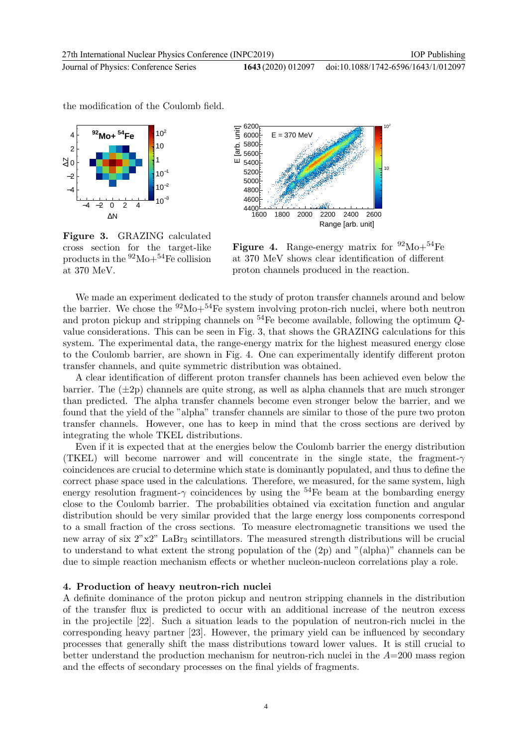the modification of the Coulomb field.

**Figure 3.** GRAZING calculated cross section for the target-like products in the $^{92}$Mo+$^{54}$Fe collision at 370 MeV.

**Figure 4.** Range-energy matrix for $^{92}$Mo+$^{54}$Fe at 370 MeV shows clear identification of different proton channels produced in the reaction.

We made an experiment dedicated to the study of proton transfer channels around and below the barrier. We chose the $^{92}$Mo+$^{54}$Fe system involving proton-rich nuclei, where both neutron and proton pickup and stripping channels on $^{54}$Fe become available, following the optimum $Q$-value considerations. This can be seen in Fig. 3, that shows the GRAZING calculations for this system. The experimental data, the range-energy matrix for the highest measured energy close to the Coulomb barrier, are shown in Fig. 4. One can experimentally identify different proton transfer channels, and quite symmetric distribution was obtained.

A clear identification of different proton transfer channels has been achieved even below the barrier. The ($\pm$2p) channels are quite strong, as well as alpha channels that are much stronger than predicted. The alpha transfer channels become even stronger below the barrier, and we found that the yield of the "alpha" transfer channels are similar to those of the pure two proton transfer channels. However, one has to keep in mind that the cross sections are derived by integrating the whole TKEL distributions.

Even if it is expected that at the energies below the Coulomb barrier the energy distribution (TKEL) will become narrower and will concentrate in the single state, the fragment-$\gamma$ coincidences are crucial to determine which state is dominantly populated, and thus to define the correct phase space used in the calculations. Therefore, we measured, for the same system, high energy resolution fragment-$\gamma$ coincidences by using the $^{54}$Fe beam at the bombarding energy close to the Coulomb barrier. The probabilities obtained via excitation function and angular distribution should be very similar provided that the large energy loss components correspond to a small fraction of the cross sections. To measure electromagnetic transitions we used the new array of six 2"x2" $LaBr_3$ scintillators. The measured strength distributions will be crucial to understand to what extent the strong population of the (2p) and "(alpha)" channels can be due to simple reaction mechanism effects or whether nucleon-nucleon correlations play a role.

## 4. Production of heavy neutron-rich nuclei

A definite dominance of the proton pickup and neutron stripping channels in the distribution of the transfer flux is predicted to occur with an additional increase of the neutron excess in the projectile [22]. Such a situation leads to the population of neutron-rich nuclei in the corresponding heavy partner [23]. However, the primary yield can be influenced by secondary processes that generally shift the mass distributions toward lower values. It is still crucial to better understand the production mechanism for neutron-rich nuclei in the $A$=200 mass region and the effects of secondary processes on the final yields of fragments.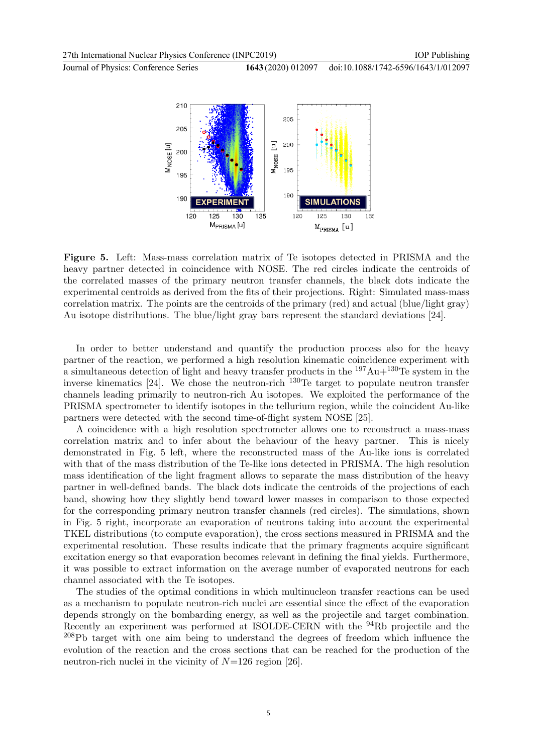**Figure 5.** Left: Mass-mass correlation matrix of Te isotopes detected in PRISMA and the heavy partner detected in coincidence with NOSE. The red circles indicate the centroids of the correlated masses of the primary neutron transfer channels, the black dots indicate the experimental centroids as derived from the fits of their projections. Right: Simulated mass-mass correlation matrix. The points are the centroids of the primary (red) and actual (blue/light gray) Au isotope distributions. The blue/light gray bars represent the standard deviations [24].

In order to better understand and quantify the production process also for the heavy partner of the reaction, we performed a high resolution kinematic coincidence experiment with a simultaneous detection of light and heavy transfer products in the $^{197}$Au+$^{130}$Te system in the inverse kinematics [24]. We chose the neutron-rich $^{130}$Te target to populate neutron transfer channels leading primarily to neutron-rich Au isotopes. We exploited the performance of the PRISMA spectrometer to identify isotopes in the tellurium region, while the coincident Au-like partners were detected with the second time-of-flight system NOSE [25].

A coincidence with a high resolution spectrometer allows one to reconstruct a mass-mass correlation matrix and to infer about the behaviour of the heavy partner. This is nicely demonstrated in Fig. 5 left, where the reconstructed mass of the Au-like ions is correlated with that of the mass distribution of the Te-like ions detected in PRISMA. The high resolution mass identification of the light fragment allows to separate the mass distribution of the heavy partner in well-defined bands. The black dots indicate the centroids of the projections of each band, showing how they slightly bend toward lower masses in comparison to those expected for the corresponding primary neutron transfer channels (red circles). The simulations, shown in Fig. 5 right, incorporate an evaporation of neutrons taking into account the experimental TKEL distributions (to compute evaporation), the cross sections measured in PRISMA and the experimental resolution. These results indicate that the primary fragments acquire significant excitation energy so that evaporation becomes relevant in defining the final yields. Furthermore, it was possible to extract information on the average number of evaporated neutrons for each channel associated with the Te isotopes.

The studies of the optimal conditions in which multinucleon transfer reactions can be used as a mechanism to populate neutron-rich nuclei are essential since the effect of the evaporation depends strongly on the bombarding energy, as well as the projectile and target combination. Recently an experiment was performed at ISOLDE-CERN with the $^{94}$Rb projectile and the $^{208}$Pb target with one aim being to understand the degrees of freedom which influence the evolution of the reaction and the cross sections that can be reached for the production of the neutron-rich nuclei in the vicinity of $N$=126 region [26].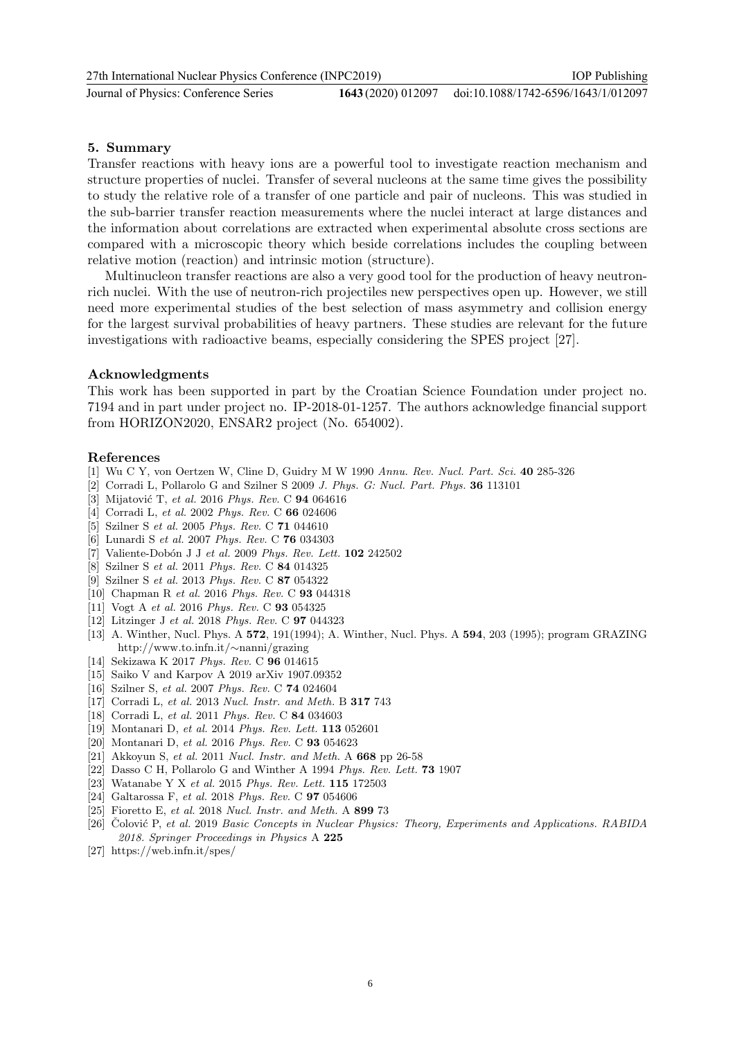## 5. Summary

Transfer reactions with heavy ions are a powerful tool to investigate reaction mechanism and structure properties of nuclei. Transfer of several nucleons at the same time gives the possibility to study the relative role of a transfer of one particle and pair of nucleons. This was studied in the sub-barrier transfer reaction measurements where the nuclei interact at large distances and the information about correlations are extracted when experimental absolute cross sections are compared with a microscopic theory which beside correlations includes the coupling between relative motion (reaction) and intrinsic motion (structure).

Multinucleon transfer reactions are also a very good tool for the production of heavy neutron-rich nuclei. With the use of neutron-rich projectiles new perspectives open up. However, we still need more experimental studies of the best selection of mass asymmetry and collision energy for the largest survival probabilities of heavy partners. These studies are relevant for the future investigations with radioactive beams, especially considering the SPES project [27].

### Acknowledgments

This work has been supported in part by the Croatian Science Foundation under project no. 7194 and in part under project no. IP-2018-01-1257. The authors acknowledge financial support from HORIZON2020, ENSAR2 project (No. 654002).

### References

[1] Wu C Y, von Oertzen W, Cline D, Guidry M W 1990 *Annu. Rev. Nucl. Part. Sci.* **40** 285-326
[2] Corradi L, Pollarolo G and Szilner S 2009 *J. Phys. G: Nucl. Part. Phys.* **36** 113101
[3] Mijatović T, *et al.* 2016 *Phys. Rev.* C **94** 064616
[4] Corradi L, *et al.* 2002 *Phys. Rev.* C **66** 024606
[5] Szilner S *et al.* 2005 *Phys. Rev.* C **71** 044610
[6] Lunardi S *et al.* 2007 *Phys. Rev.* C **76** 034303
[7] Valiente-Dobón J J *et al.* 2009 *Phys. Rev. Lett.* **102** 242502
[8] Szilner S *et al.* 2011 *Phys. Rev.* C **84** 014325
[9] Szilner S *et al.* 2013 *Phys. Rev.* C **87** 054322
[10] Chapman R *et al.* 2016 *Phys. Rev.* C **93** 044318
[11] Vogt A *et al.* 2016 *Phys. Rev.* C **93** 054325
[12] Litzinger J *et al.* 2018 *Phys. Rev.* C **97** 044323
[13] A. Winther, Nucl. Phys. A **572**, 191(1994); A. Winther, Nucl. Phys. A **594**, 203 (1995); program GRAZING http://www.to.infn.it/∼nanni/grazing
[14] Sekizawa K 2017 *Phys. Rev.* C **96** 014615
[15] Saiko V and Karpov A 2019 arXiv 1907.09352
[16] Szilner S, *et al.* 2007 *Phys. Rev.* C **74** 024604
[17] Corradi L, *et al.* 2013 *Nucl. Instr. and Meth.* B **317** 743
[18] Corradi L, *et al.* 2011 *Phys. Rev.* C **84** 034603
[19] Montanari D, *et al.* 2014 *Phys. Rev. Lett.* **113** 052601
[20] Montanari D, *et al.* 2016 *Phys. Rev.* C **93** 054623
[21] Akkoyun S, *et al.* 2011 *Nucl. Instr. and Meth.* A **668** pp 26-58
[22] Dasso C H, Pollarolo G and Winther A 1994 *Phys. Rev. Lett.* **73** 1907
[23] Watanabe Y X *et al.* 2015 *Phys. Rev. Lett.* **115** 172503
[24] Galtarossa F, *et al.* 2018 *Phys. Rev.* C **97** 054606
[25] Fioretto E, *et al.* 2018 *Nucl. Instr. and Meth.* A **899** 73
[26] Čolović P, *et al.* 2019 *Basic Concepts in Nuclear Physics: Theory, Experiments and Applications. RABIDA 2018. Springer Proceedings in Physics* A **225**
[27] https://web.infn.it/spes/